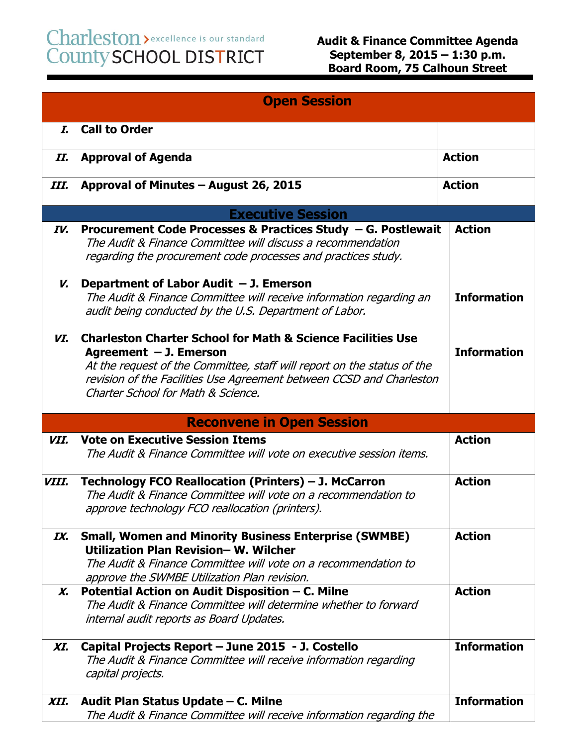Charleston County SCHOOL DISTRICT — excellence is our standard

**Audit & Finance Committee Agenda**
**September 8, 2015 – 1:30 p.m.**
**Board Room, 75 Calhoun Street**

| | Open Session | |
|---|---|---|
| ***I.*** | **Call to Order** | |
| ***II.*** | **Approval of Agenda** | **Action** |
| ***III.*** | **Approval of Minutes – August 26, 2015** | **Action** |
| | **Executive Session** | |
| ***IV.*** | **Procurement Code Processes & Practices Study – G. Postlewait** *The Audit & Finance Committee will discuss a recommendation regarding the procurement code processes and practices study.* | **Action** |
| ***V.*** | **Department of Labor Audit – J. Emerson** *The Audit & Finance Committee will receive information regarding an audit being conducted by the U.S. Department of Labor.* | **Information** |
| ***VI.*** | **Charleston Charter School for Math & Science Facilities Use Agreement – J. Emerson** *At the request of the Committee, staff will report on the status of the revision of the Facilities Use Agreement between CCSD and Charleston Charter School for Math & Science.* | **Information** |
| | **Reconvene in Open Session** | |
| ***VII.*** | **Vote on Executive Session Items** *The Audit & Finance Committee will vote on executive session items.* | **Action** |
| ***VIII.*** | **Technology FCO Reallocation (Printers) – J. McCarron** *The Audit & Finance Committee will vote on a recommendation to approve technology FCO reallocation (printers).* | **Action** |
| ***IX.*** | **Small, Women and Minority Business Enterprise (SWMBE) Utilization Plan Revision– W. Wilcher** *The Audit & Finance Committee will vote on a recommendation to approve the SWMBE Utilization Plan revision.* | **Action** |
| ***X.*** | **Potential Action on Audit Disposition – C. Milne** *The Audit & Finance Committee will determine whether to forward internal audit reports as Board Updates.* | **Action** |
| ***XI.*** | **Capital Projects Report – June 2015 - J. Costello** *The Audit & Finance Committee will receive information regarding capital projects.* | **Information** |
| ***XII.*** | **Audit Plan Status Update – C. Milne** *The Audit & Finance Committee will receive information regarding the* | **Information** |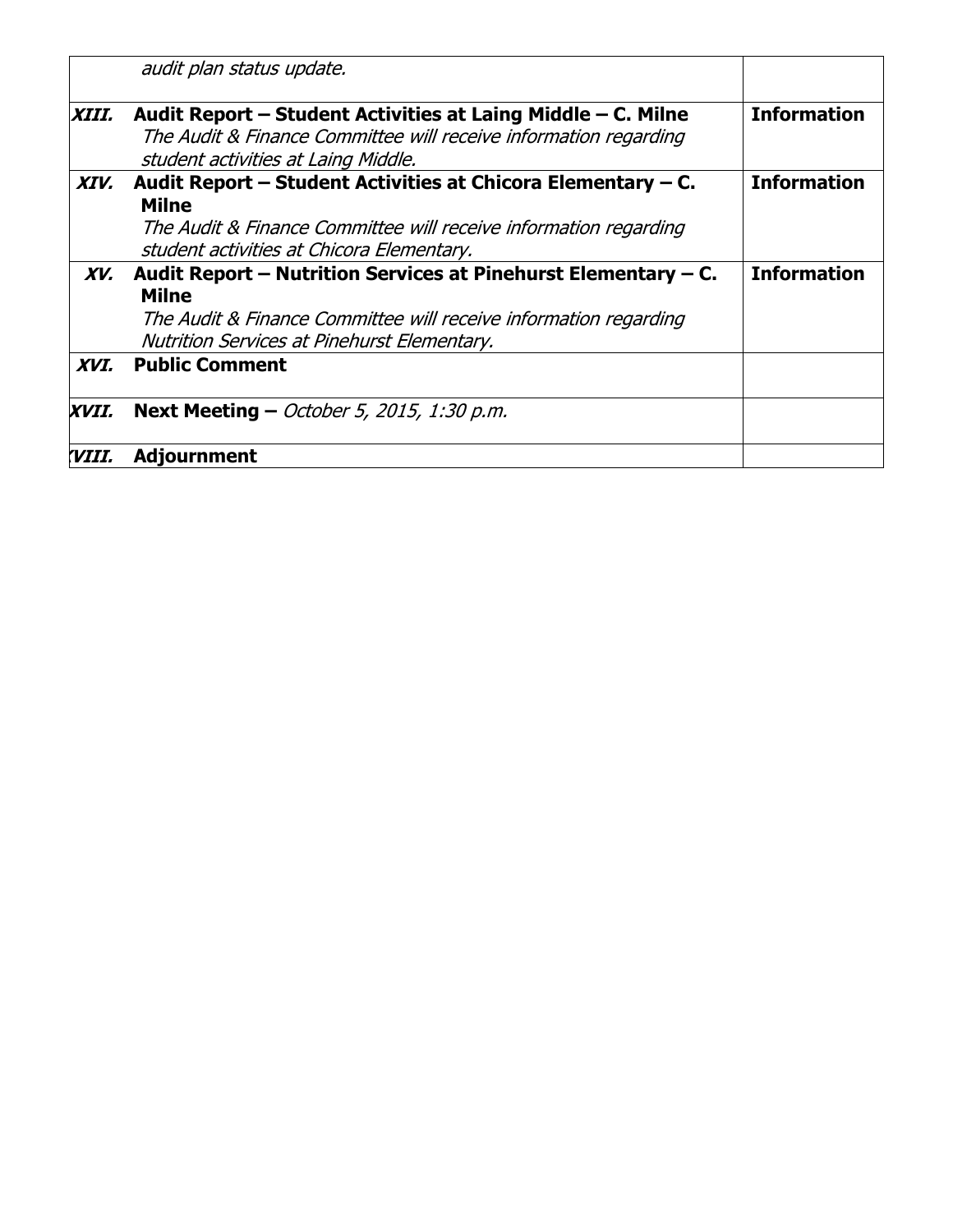| | | |
|---|---|---|
| | *audit plan status update.* | |
| ***XIII.*** | **Audit Report – Student Activities at Laing Middle – C. Milne**<br>*The Audit & Finance Committee will receive information regarding student activities at Laing Middle.* | **Information** |
| ***XIV.*** | **Audit Report – Student Activities at Chicora Elementary – C. Milne**<br>*The Audit & Finance Committee will receive information regarding student activities at Chicora Elementary.* | **Information** |
| ***XV.*** | **Audit Report – Nutrition Services at Pinehurst Elementary – C. Milne**<br>*The Audit & Finance Committee will receive information regarding Nutrition Services at Pinehurst Elementary.* | **Information** |
| ***XVI.*** | **Public Comment** | |
| ***XVII.*** | **Next Meeting –** *October 5, 2015, 1:30 p.m.* | |
| ***XVIII.*** | **Adjournment** | |